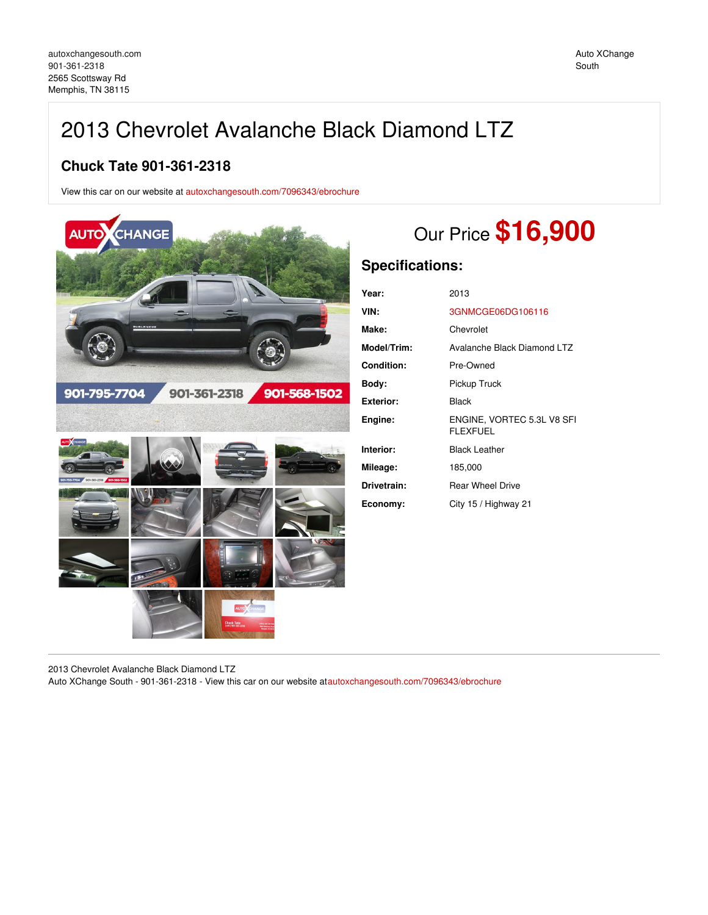autoxchangesouth.com
901-361-2318
2565 Scottsway Rd
Memphis, TN 38115

Auto XChange South

# 2013 Chevrolet Avalanche Black Diamond LTZ

## Chuck Tate 901-361-2318

View this car on our website at autoxchangesouth.com/7096343/ebrochure

Our Price **$16,900**

## Specifications:

| | |
|---|---|
| **Year:** | 2013 |
| **VIN:** | 3GNMCGE06DG106116 |
| **Make:** | Chevrolet |
| **Model/Trim:** | Avalanche Black Diamond LTZ |
| **Condition:** | Pre-Owned |
| **Body:** | Pickup Truck |
| **Exterior:** | Black |
| **Engine:** | ENGINE, VORTEC 5.3L V8 SFI FLEXFUEL |
| **Interior:** | Black Leather |
| **Mileage:** | 185,000 |
| **Drivetrain:** | Rear Wheel Drive |
| **Economy:** | City 15 / Highway 21 |

2013 Chevrolet Avalanche Black Diamond LTZ
Auto XChange South - 901-361-2318 - View this car on our website at autoxchangesouth.com/7096343/ebrochure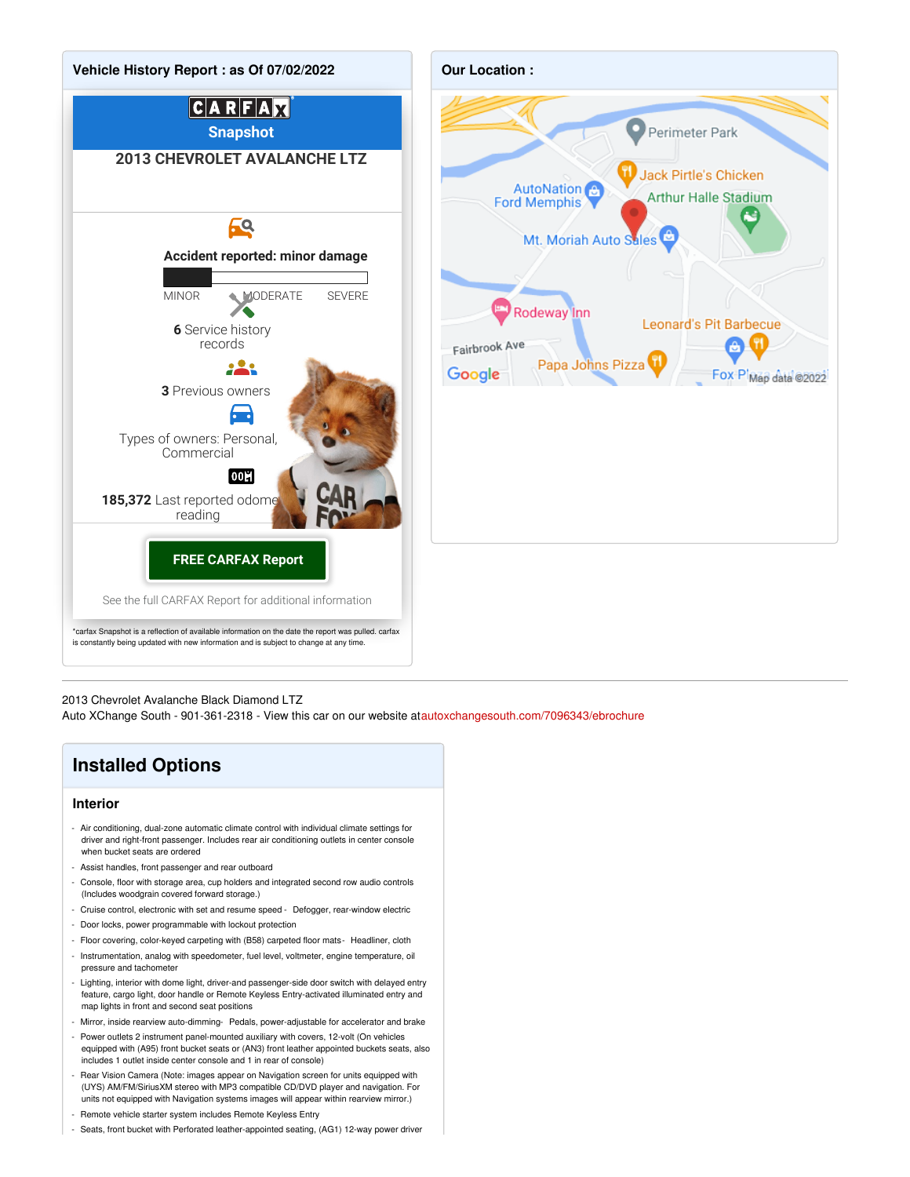## Vehicle History Report : as Of 07/02/2022

CARFAX Snapshot

**2013 CHEVROLET AVALANCHE LTZ**

**Accident reported: minor damage**

MINOR MODERATE SEVERE

**6** Service history records

**3** Previous owners

Types of owners: Personal, Commercial

**185,372** Last reported odometer reading

**FREE CARFAX Report**

See the full CARFAX Report for additional information

*carfax Snapshot is a reflection of available information on the date the report was pulled. carfax is constantly being updated with new information and is subject to change at any time.

## Our Location :

Perimeter Park, Jack Pirtle's Chicken, AutoNation Ford Memphis, Arthur Halle Stadium, Mt. Moriah Auto Sales, Rodeway Inn, Leonard's Pit Barbecue, Fairbrook Ave, Papa Johns Pizza, Fox Plaza Automall

Google Map data ©2022

---

2013 Chevrolet Avalanche Black Diamond LTZ
Auto XChange South - 901-361-2318 - View this car on our website atautoxchangesouth.com/7096343/ebrochure

# Installed Options

### Interior

- Air conditioning, dual-zone automatic climate control with individual climate settings for driver and right-front passenger. Includes rear air conditioning outlets in center console when bucket seats are ordered
- Assist handles, front passenger and rear outboard
- Console, floor with storage area, cup holders and integrated second row audio controls (Includes woodgrain covered forward storage.)
- Cruise control, electronic with set and resume speed
- Defogger, rear-window electric
- Door locks, power programmable with lockout protection
- Floor covering, color-keyed carpeting with (B58) carpeted floor mats
- Headliner, cloth
- Instrumentation, analog with speedometer, fuel level, voltmeter, engine temperature, oil pressure and tachometer
- Lighting, interior with dome light, driver-and passenger-side door switch with delayed entry feature, cargo light, door handle or Remote Keyless Entry-activated illuminated entry and map lights in front and second seat positions
- Mirror, inside rearview auto-dimming
- Pedals, power-adjustable for accelerator and brake
- Power outlets 2 instrument panel-mounted auxiliary with covers, 12-volt (On vehicles equipped with (A95) front bucket seats or (AN3) front leather appointed buckets seats, also includes 1 outlet inside center console and 1 in rear of console)
- Rear Vision Camera (Note: images appear on Navigation screen for units equipped with (UYS) AM/FM/SiriusXM stereo with MP3 compatible CD/DVD player and navigation. For units not equipped with Navigation systems images will appear within rearview mirror.)
- Remote vehicle starter system includes Remote Keyless Entry
- Seats, front bucket with Perforated leather-appointed seating, (AG1) 12-way power driver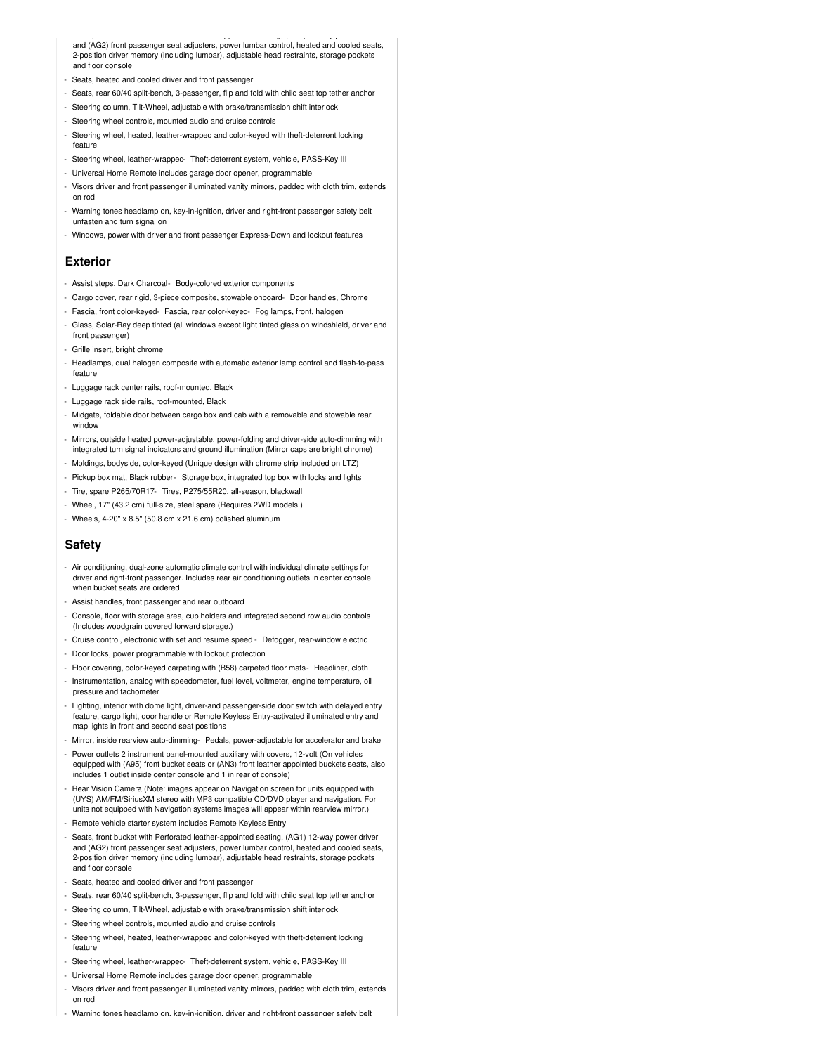and (AG2) front passenger seat adjusters, power lumbar control, heated and cooled seats, 2-position driver memory (including lumbar), adjustable head restraints, storage pockets and floor console

- Seats, heated and cooled driver and front passenger
- Seats, rear 60/40 split-bench, 3-passenger, flip and fold with child seat top tether anchor
- Steering column, Tilt-Wheel, adjustable with brake/transmission shift interlock
- Steering wheel controls, mounted audio and cruise controls
- Steering wheel, heated, leather-wrapped and color-keyed with theft-deterrent locking feature
- Steering wheel, leather-wrapped- Theft-deterrent system, vehicle, PASS-Key III
- Universal Home Remote includes garage door opener, programmable
- Visors driver and front passenger illuminated vanity mirrors, padded with cloth trim, extends on rod
- Warning tones headlamp on, key-in-ignition, driver and right-front passenger safety belt unfasten and turn signal on
- Windows, power with driver and front passenger Express-Down and lockout features

## Exterior

- Assist steps, Dark Charcoal- Body-colored exterior components
- Cargo cover, rear rigid, 3-piece composite, stowable onboard- Door handles, Chrome
- Fascia, front color-keyed- Fascia, rear color-keyed- Fog lamps, front, halogen
- Glass, Solar-Ray deep tinted (all windows except light tinted glass on windshield, driver and front passenger)
- Grille insert, bright chrome
- Headlamps, dual halogen composite with automatic exterior lamp control and flash-to-pass feature
- Luggage rack center rails, roof-mounted, Black
- Luggage rack side rails, roof-mounted, Black
- Midgate, foldable door between cargo box and cab with a removable and stowable rear window
- Mirrors, outside heated power-adjustable, power-folding and driver-side auto-dimming with integrated turn signal indicators and ground illumination (Mirror caps are bright chrome)
- Moldings, bodyside, color-keyed (Unique design with chrome strip included on LTZ)
- Pickup box mat, Black rubber- Storage box, integrated top box with locks and lights
- Tire, spare P265/70R17- Tires, P275/55R20, all-season, blackwall
- Wheel, 17" (43.2 cm) full-size, steel spare (Requires 2WD models.)
- Wheels, 4-20" x 8.5" (50.8 cm x 21.6 cm) polished aluminum

## Safety

- Air conditioning, dual-zone automatic climate control with individual climate settings for driver and right-front passenger. Includes rear air conditioning outlets in center console when bucket seats are ordered
- Assist handles, front passenger and rear outboard
- Console, floor with storage area, cup holders and integrated second row audio controls (Includes woodgrain covered forward storage.)
- Cruise control, electronic with set and resume speed - Defogger, rear-window electric
- Door locks, power programmable with lockout protection
- Floor covering, color-keyed carpeting with (B58) carpeted floor mats- Headliner, cloth
- Instrumentation, analog with speedometer, fuel level, voltmeter, engine temperature, oil pressure and tachometer
- Lighting, interior with dome light, driver-and passenger-side door switch with delayed entry feature, cargo light, door handle or Remote Keyless Entry-activated illuminated entry and map lights in front and second seat positions
- Mirror, inside rearview auto-dimming- Pedals, power-adjustable for accelerator and brake
- Power outlets 2 instrument panel-mounted auxiliary with covers, 12-volt (On vehicles equipped with (A95) front bucket seats or (AN3) front leather appointed buckets seats, also includes 1 outlet inside center console and 1 in rear of console)
- Rear Vision Camera (Note: images appear on Navigation screen for units equipped with (UYS) AM/FM/SiriusXM stereo with MP3 compatible CD/DVD player and navigation. For units not equipped with Navigation systems images will appear within rearview mirror.)
- Remote vehicle starter system includes Remote Keyless Entry
- Seats, front bucket with Perforated leather-appointed seating, (AG1) 12-way power driver and (AG2) front passenger seat adjusters, power lumbar control, heated and cooled seats, 2-position driver memory (including lumbar), adjustable head restraints, storage pockets and floor console
- Seats, heated and cooled driver and front passenger
- Seats, rear 60/40 split-bench, 3-passenger, flip and fold with child seat top tether anchor
- Steering column, Tilt-Wheel, adjustable with brake/transmission shift interlock
- Steering wheel controls, mounted audio and cruise controls
- Steering wheel, heated, leather-wrapped and color-keyed with theft-deterrent locking feature
- Steering wheel, leather-wrapped- Theft-deterrent system, vehicle, PASS-Key III
- Universal Home Remote includes garage door opener, programmable
- Visors driver and front passenger illuminated vanity mirrors, padded with cloth trim, extends on rod
- Warning tones headlamp on, key-in-ignition, driver and right-front passenger safety belt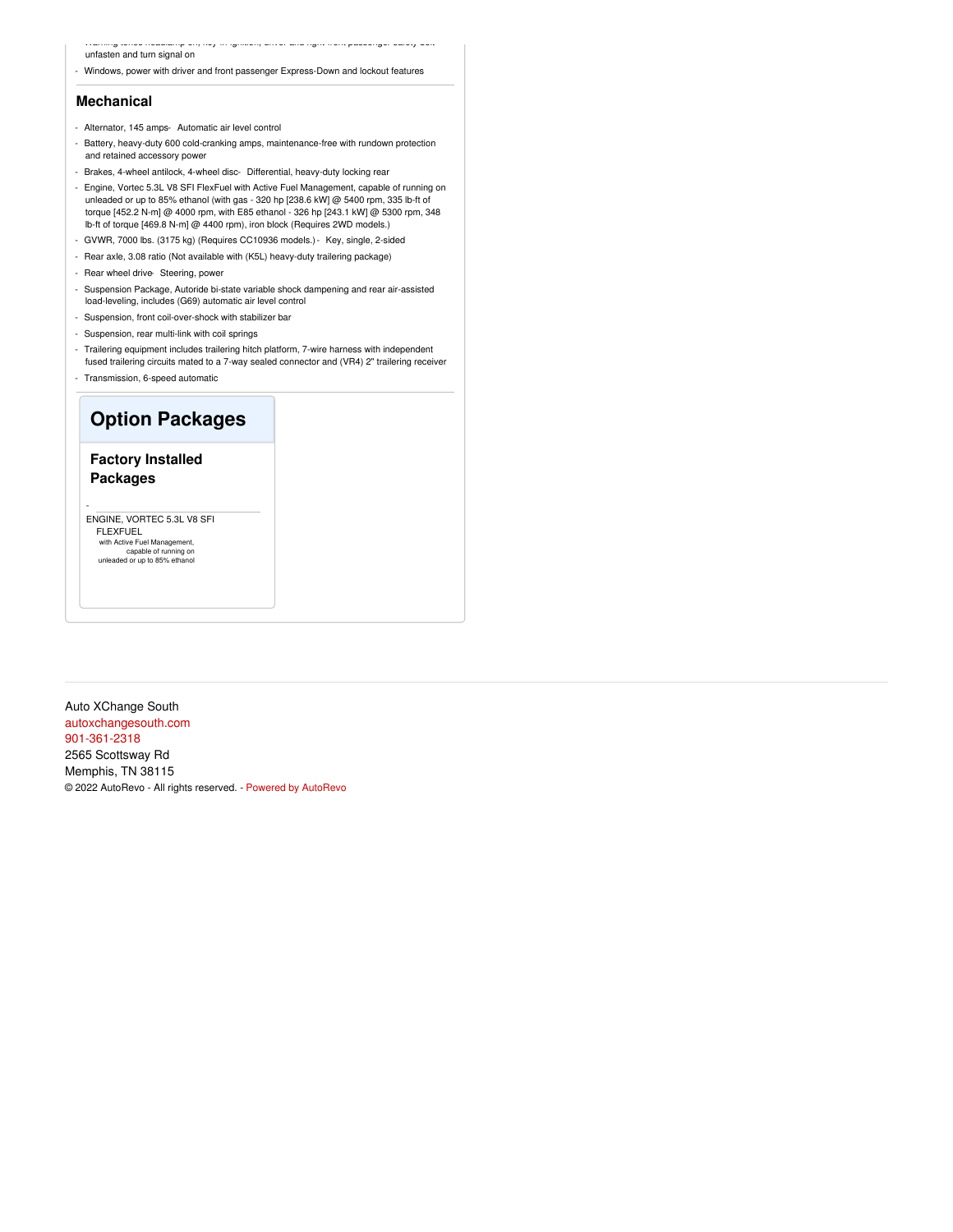- Warning tones headlamp on, key in ignition, driver and right front passenger safety belt unfasten and turn signal on
- Windows, power with driver and front passenger Express-Down and lockout features

## Mechanical

- Alternator, 145 amps
- Automatic air level control
- Battery, heavy-duty 600 cold-cranking amps, maintenance-free with rundown protection and retained accessory power
- Brakes, 4-wheel antilock, 4-wheel disc
- Differential, heavy-duty locking rear
- Engine, Vortec 5.3L V8 SFI FlexFuel with Active Fuel Management, capable of running on unleaded or up to 85% ethanol (with gas - 320 hp [238.6 kW] @ 5400 rpm, 335 lb-ft of torque [452.2 N-m] @ 4000 rpm, with E85 ethanol - 326 hp [243.1 kW] @ 5300 rpm, 348 lb-ft of torque [469.8 N-m] @ 4400 rpm), iron block (Requires 2WD models.)
- GVWR, 7000 lbs. (3175 kg) (Requires CC10936 models.)
- Key, single, 2-sided
- Rear axle, 3.08 ratio (Not available with (K5L) heavy-duty trailering package)
- Rear wheel drive
- Steering, power
- Suspension Package, Autoride bi-state variable shock dampening and rear air-assisted load-leveling, includes (G69) automatic air level control
- Suspension, front coil-over-shock with stabilizer bar
- Suspension, rear multi-link with coil springs
- Trailering equipment includes trailering hitch platform, 7-wire harness with independent fused trailering circuits mated to a 7-way sealed connector and (VR4) 2" trailering receiver
- Transmission, 6-speed automatic

# Option Packages

## Factory Installed Packages

- ENGINE, VORTEC 5.3L V8 SFI FLEXFUEL
  with Active Fuel Management, capable of running on unleaded or up to 85% ethanol

Auto XChange South
autoxchangesouth.com
901-361-2318
2565 Scottsway Rd
Memphis, TN 38115
© 2022 AutoRevo - All rights reserved. - Powered by AutoRevo